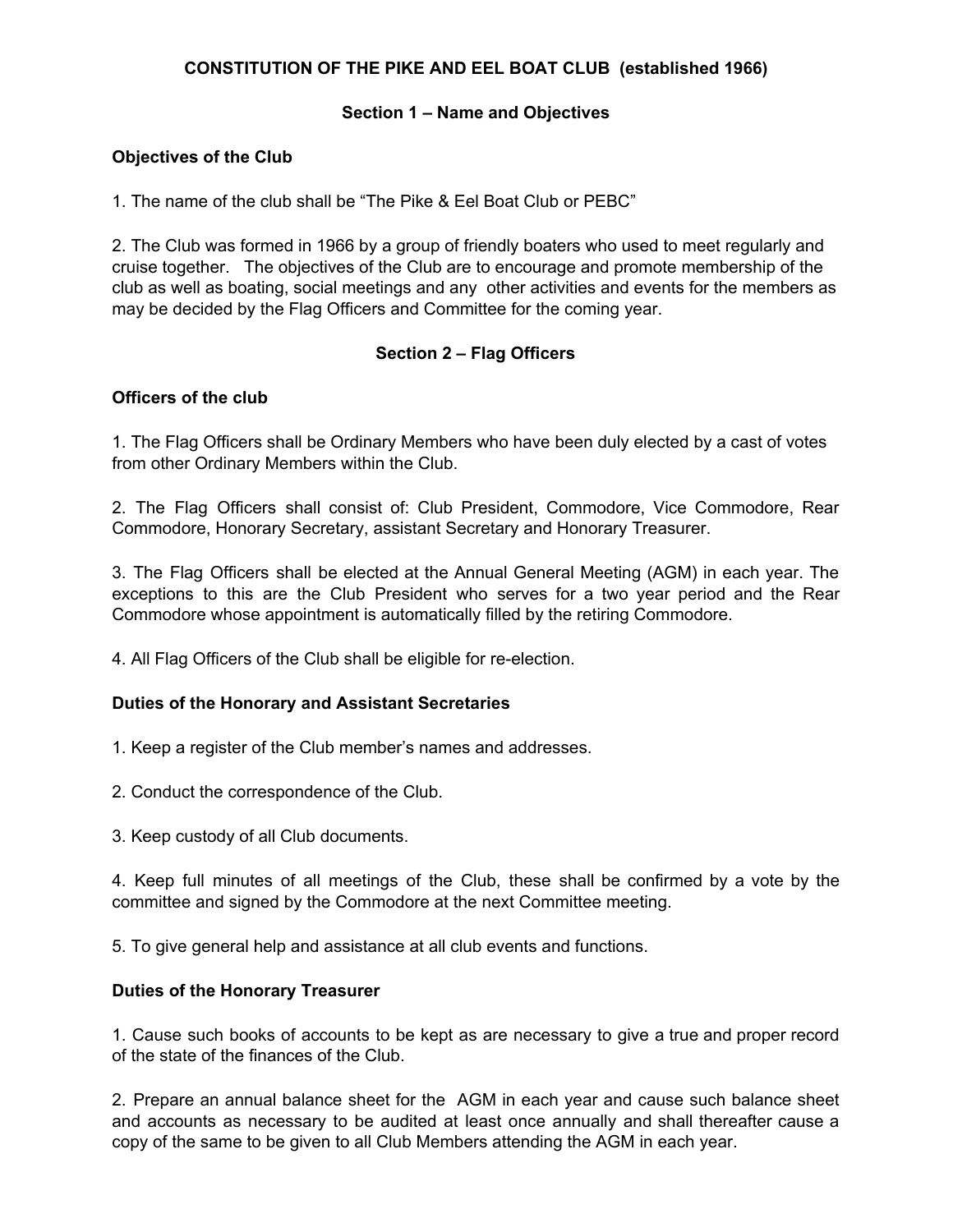# CONSTITUTION OF THE PIKE AND EEL BOAT CLUB (established 1966)

## Section 1 – Name and Objectives

### Objectives of the Club

1. The name of the club shall be "The Pike & Eel Boat Club or PEBC"

2. The Club was formed in 1966 by a group of friendly boaters who used to meet regularly and cruise together. The objectives of the Club are to encourage and promote membership of the club as well as boating, social meetings and any other activities and events for the members as may be decided by the Flag Officers and Committee for the coming year.

## Section 2 – Flag Officers

### Officers of the club

1. The Flag Officers shall be Ordinary Members who have been duly elected by a cast of votes from other Ordinary Members within the Club.

2. The Flag Officers shall consist of: Club President, Commodore, Vice Commodore, Rear Commodore, Honorary Secretary, assistant Secretary and Honorary Treasurer.

3. The Flag Officers shall be elected at the Annual General Meeting (AGM) in each year. The exceptions to this are the Club President who serves for a two year period and the Rear Commodore whose appointment is automatically filled by the retiring Commodore.

4. All Flag Officers of the Club shall be eligible for re-election.

### Duties of the Honorary and Assistant Secretaries

1. Keep a register of the Club member's names and addresses.

2. Conduct the correspondence of the Club.

3. Keep custody of all Club documents.

4. Keep full minutes of all meetings of the Club, these shall be confirmed by a vote by the committee and signed by the Commodore at the next Committee meeting.

5. To give general help and assistance at all club events and functions.

### Duties of the Honorary Treasurer

1. Cause such books of accounts to be kept as are necessary to give a true and proper record of the state of the finances of the Club.

2. Prepare an annual balance sheet for the AGM in each year and cause such balance sheet and accounts as necessary to be audited at least once annually and shall thereafter cause a copy of the same to be given to all Club Members attending the AGM in each year.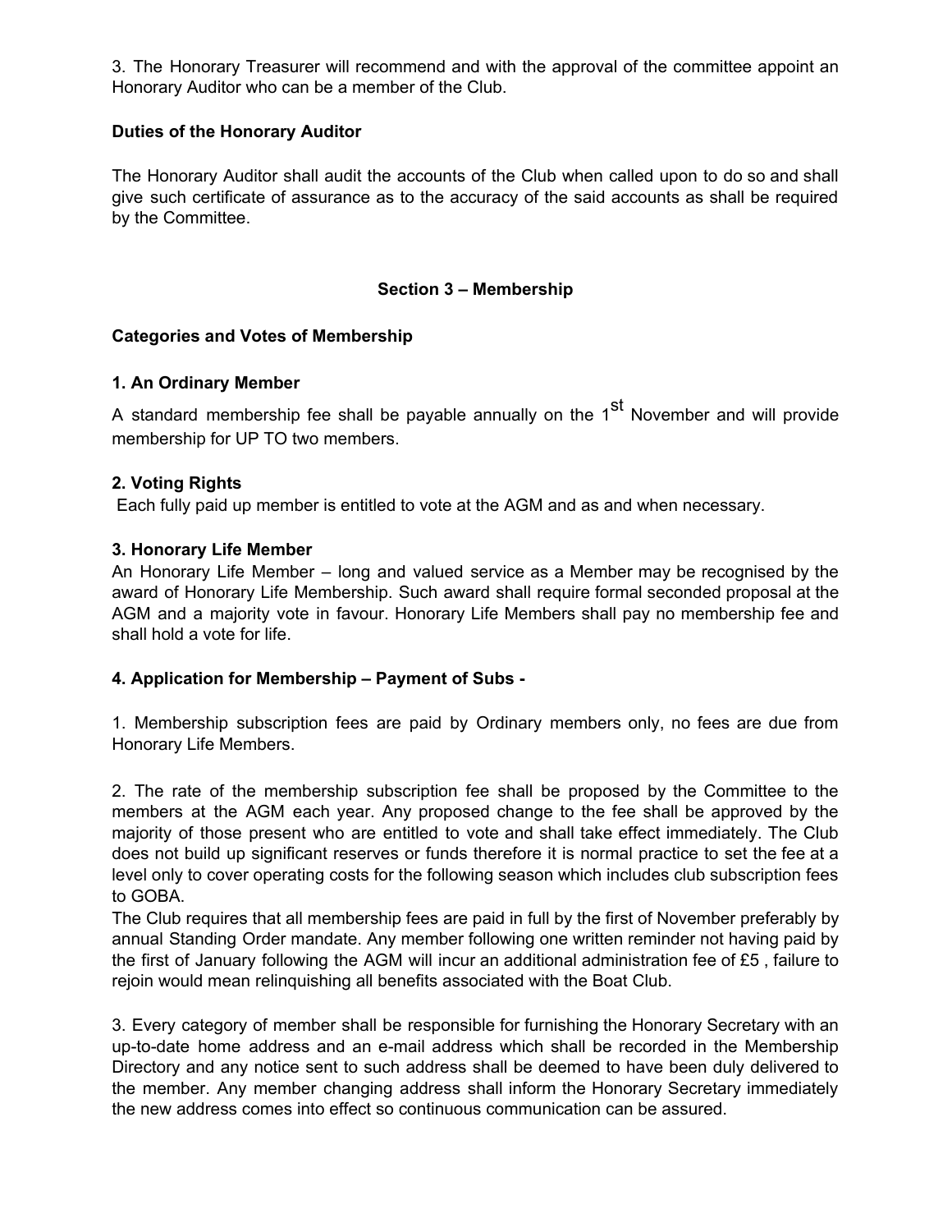3. The Honorary Treasurer will recommend and with the approval of the committee appoint an Honorary Auditor who can be a member of the Club.

**Duties of the Honorary Auditor**

The Honorary Auditor shall audit the accounts of the Club when called upon to do so and shall give such certificate of assurance as to the accuracy of the said accounts as shall be required by the Committee.

## Section 3 – Membership

**Categories and Votes of Membership**

**1. An Ordinary Member**

A standard membership fee shall be payable annually on the 1st November and will provide membership for UP TO two members.

**2. Voting Rights**

Each fully paid up member is entitled to vote at the AGM and as and when necessary.

**3. Honorary Life Member**

An Honorary Life Member – long and valued service as a Member may be recognised by the award of Honorary Life Membership. Such award shall require formal seconded proposal at the AGM and a majority vote in favour. Honorary Life Members shall pay no membership fee and shall hold a vote for life.

**4. Application for Membership – Payment of Subs -**

1. Membership subscription fees are paid by Ordinary members only, no fees are due from Honorary Life Members.

2. The rate of the membership subscription fee shall be proposed by the Committee to the members at the AGM each year. Any proposed change to the fee shall be approved by the majority of those present who are entitled to vote and shall take effect immediately. The Club does not build up significant reserves or funds therefore it is normal practice to set the fee at a level only to cover operating costs for the following season which includes club subscription fees to GOBA.
The Club requires that all membership fees are paid in full by the first of November preferably by annual Standing Order mandate. Any member following one written reminder not having paid by the first of January following the AGM will incur an additional administration fee of £5 , failure to rejoin would mean relinquishing all benefits associated with the Boat Club.

3. Every category of member shall be responsible for furnishing the Honorary Secretary with an up-to-date home address and an e-mail address which shall be recorded in the Membership Directory and any notice sent to such address shall be deemed to have been duly delivered to the member. Any member changing address shall inform the Honorary Secretary immediately the new address comes into effect so continuous communication can be assured.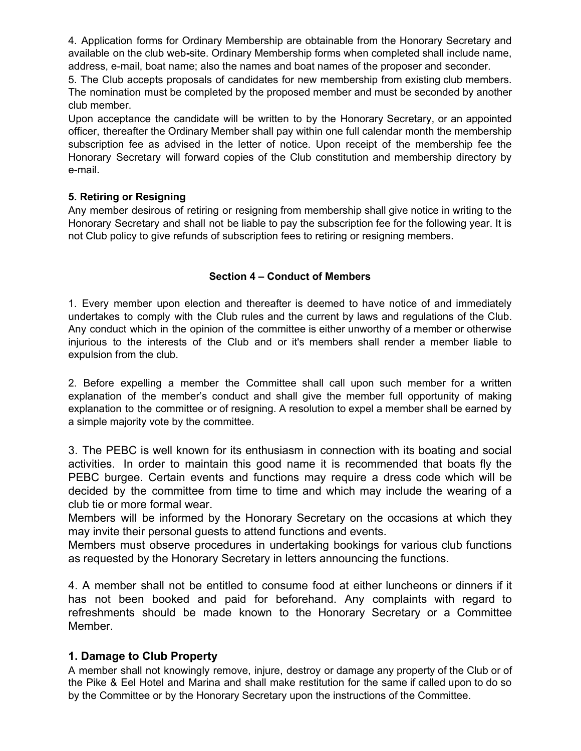4. Application forms for Ordinary Membership are obtainable from the Honorary Secretary and available on the club web-site. Ordinary Membership forms when completed shall include name, address, e-mail, boat name; also the names and boat names of the proposer and seconder.

5. The Club accepts proposals of candidates for new membership from existing club members. The nomination must be completed by the proposed member and must be seconded by another club member.

Upon acceptance the candidate will be written to by the Honorary Secretary, or an appointed officer, thereafter the Ordinary Member shall pay within one full calendar month the membership subscription fee as advised in the letter of notice. Upon receipt of the membership fee the Honorary Secretary will forward copies of the Club constitution and membership directory by e-mail.

**5. Retiring or Resigning**

Any member desirous of retiring or resigning from membership shall give notice in writing to the Honorary Secretary and shall not be liable to pay the subscription fee for the following year. It is not Club policy to give refunds of subscription fees to retiring or resigning members.

## Section 4 – Conduct of Members

1. Every member upon election and thereafter is deemed to have notice of and immediately undertakes to comply with the Club rules and the current by laws and regulations of the Club. Any conduct which in the opinion of the committee is either unworthy of a member or otherwise injurious to the interests of the Club and or it's members shall render a member liable to expulsion from the club.

2. Before expelling a member the Committee shall call upon such member for a written explanation of the member's conduct and shall give the member full opportunity of making explanation to the committee or of resigning. A resolution to expel a member shall be earned by a simple majority vote by the committee.

3. The PEBC is well known for its enthusiasm in connection with its boating and social activities. In order to maintain this good name it is recommended that boats fly the PEBC burgee. Certain events and functions may require a dress code which will be decided by the committee from time to time and which may include the wearing of a club tie or more formal wear.

Members will be informed by the Honorary Secretary on the occasions at which they may invite their personal guests to attend functions and events.

Members must observe procedures in undertaking bookings for various club functions as requested by the Honorary Secretary in letters announcing the functions.

4. A member shall not be entitled to consume food at either luncheons or dinners if it has not been booked and paid for beforehand. Any complaints with regard to refreshments should be made known to the Honorary Secretary or a Committee Member.

### 1. Damage to Club Property

A member shall not knowingly remove, injure, destroy or damage any property of the Club or of the Pike & Eel Hotel and Marina and shall make restitution for the same if called upon to do so by the Committee or by the Honorary Secretary upon the instructions of the Committee.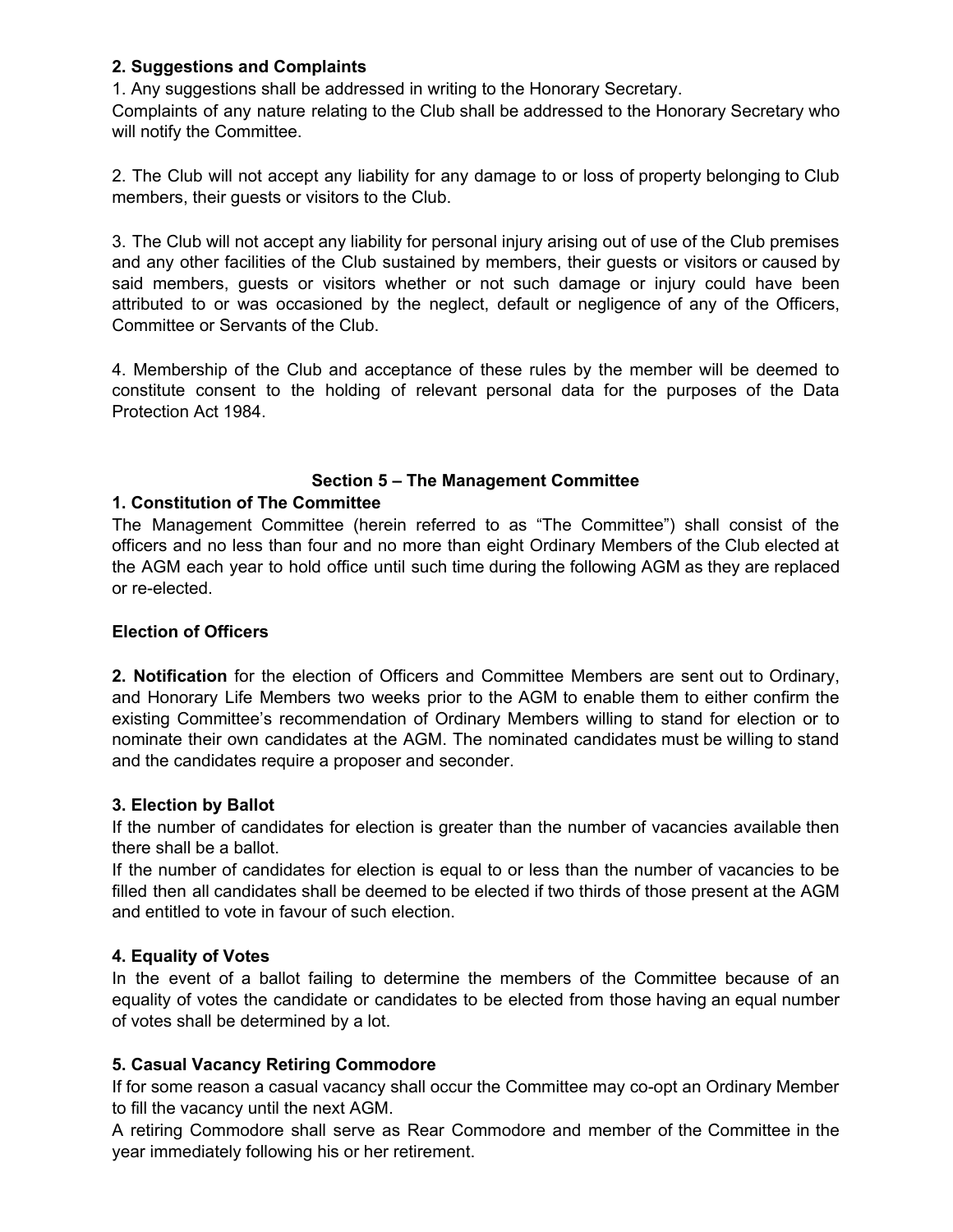**2. Suggestions and Complaints**

1. Any suggestions shall be addressed in writing to the Honorary Secretary.
Complaints of any nature relating to the Club shall be addressed to the Honorary Secretary who will notify the Committee.

2. The Club will not accept any liability for any damage to or loss of property belonging to Club members, their guests or visitors to the Club.

3. The Club will not accept any liability for personal injury arising out of use of the Club premises and any other facilities of the Club sustained by members, their guests or visitors or caused by said members, guests or visitors whether or not such damage or injury could have been attributed to or was occasioned by the neglect, default or negligence of any of the Officers, Committee or Servants of the Club.

4. Membership of the Club and acceptance of these rules by the member will be deemed to constitute consent to the holding of relevant personal data for the purposes of the Data Protection Act 1984.

## Section 5 – The Management Committee

**1. Constitution of The Committee**

The Management Committee (herein referred to as "The Committee") shall consist of the officers and no less than four and no more than eight Ordinary Members of the Club elected at the AGM each year to hold office until such time during the following AGM as they are replaced or re-elected.

**Election of Officers**

**2. Notification** for the election of Officers and Committee Members are sent out to Ordinary, and Honorary Life Members two weeks prior to the AGM to enable them to either confirm the existing Committee's recommendation of Ordinary Members willing to stand for election or to nominate their own candidates at the AGM. The nominated candidates must be willing to stand and the candidates require a proposer and seconder.

**3. Election by Ballot**

If the number of candidates for election is greater than the number of vacancies available then there shall be a ballot.
If the number of candidates for election is equal to or less than the number of vacancies to be filled then all candidates shall be deemed to be elected if two thirds of those present at the AGM and entitled to vote in favour of such election.

**4. Equality of Votes**

In the event of a ballot failing to determine the members of the Committee because of an equality of votes the candidate or candidates to be elected from those having an equal number of votes shall be determined by a lot.

**5. Casual Vacancy Retiring Commodore**

If for some reason a casual vacancy shall occur the Committee may co-opt an Ordinary Member to fill the vacancy until the next AGM.
A retiring Commodore shall serve as Rear Commodore and member of the Committee in the year immediately following his or her retirement.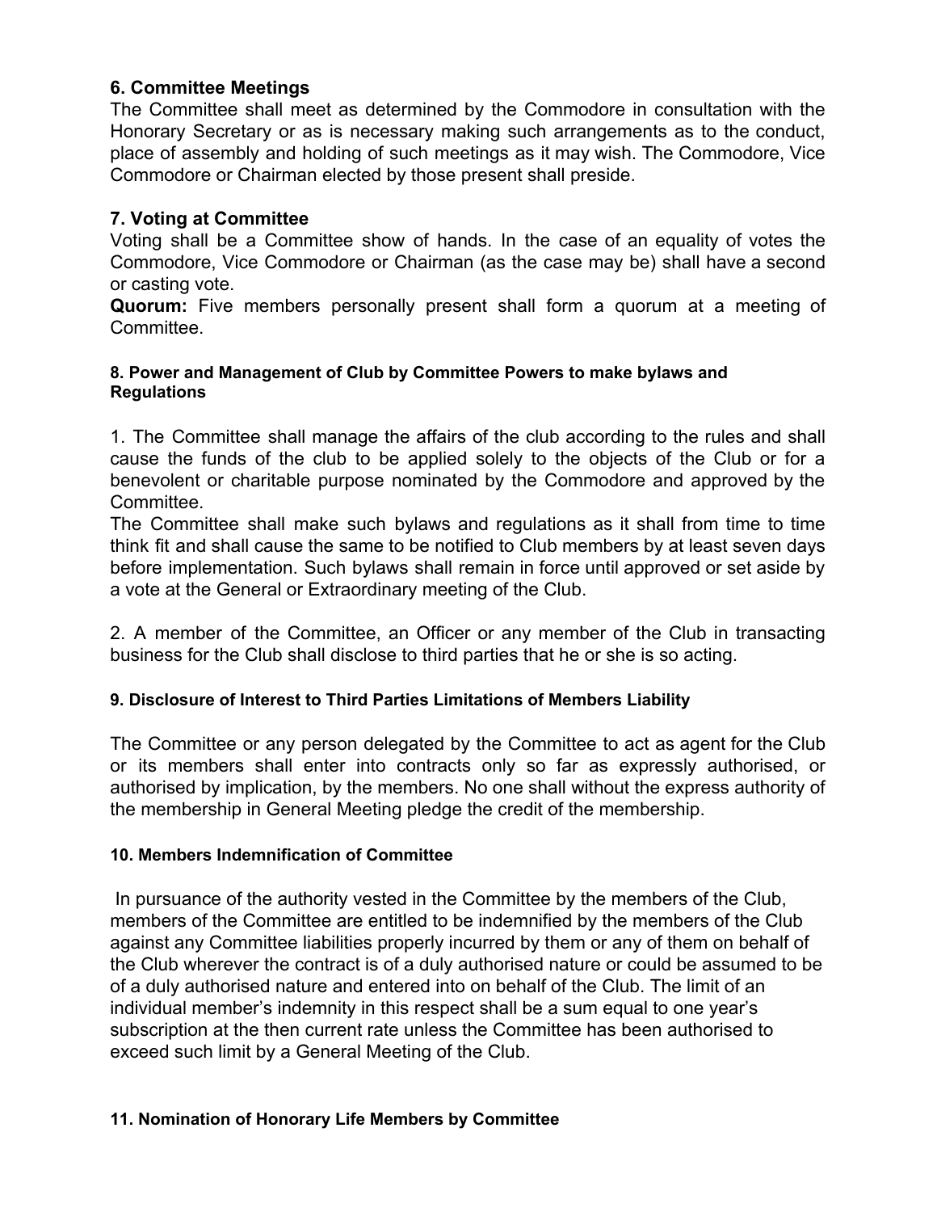## 6. Committee Meetings

The Committee shall meet as determined by the Commodore in consultation with the Honorary Secretary or as is necessary making such arrangements as to the conduct, place of assembly and holding of such meetings as it may wish. The Commodore, Vice Commodore or Chairman elected by those present shall preside.

## 7. Voting at Committee

Voting shall be a Committee show of hands. In the case of an equality of votes the Commodore, Vice Commodore or Chairman (as the case may be) shall have a second or casting vote.

**Quorum:** Five members personally present shall form a quorum at a meeting of Committee.

#### 8. Power and Management of Club by Committee Powers to make bylaws and Regulations

1. The Committee shall manage the affairs of the club according to the rules and shall cause the funds of the club to be applied solely to the objects of the Club or for a benevolent or charitable purpose nominated by the Commodore and approved by the Committee.

The Committee shall make such bylaws and regulations as it shall from time to time think fit and shall cause the same to be notified to Club members by at least seven days before implementation. Such bylaws shall remain in force until approved or set aside by a vote at the General or Extraordinary meeting of the Club.

2. A member of the Committee, an Officer or any member of the Club in transacting business for the Club shall disclose to third parties that he or she is so acting.

#### 9. Disclosure of Interest to Third Parties Limitations of Members Liability

The Committee or any person delegated by the Committee to act as agent for the Club or its members shall enter into contracts only so far as expressly authorised, or authorised by implication, by the members. No one shall without the express authority of the membership in General Meeting pledge the credit of the membership.

#### 10. Members Indemnification of Committee

In pursuance of the authority vested in the Committee by the members of the Club, members of the Committee are entitled to be indemnified by the members of the Club against any Committee liabilities properly incurred by them or any of them on behalf of the Club wherever the contract is of a duly authorised nature or could be assumed to be of a duly authorised nature and entered into on behalf of the Club. The limit of an individual member's indemnity in this respect shall be a sum equal to one year's subscription at the then current rate unless the Committee has been authorised to exceed such limit by a General Meeting of the Club.

#### 11. Nomination of Honorary Life Members by Committee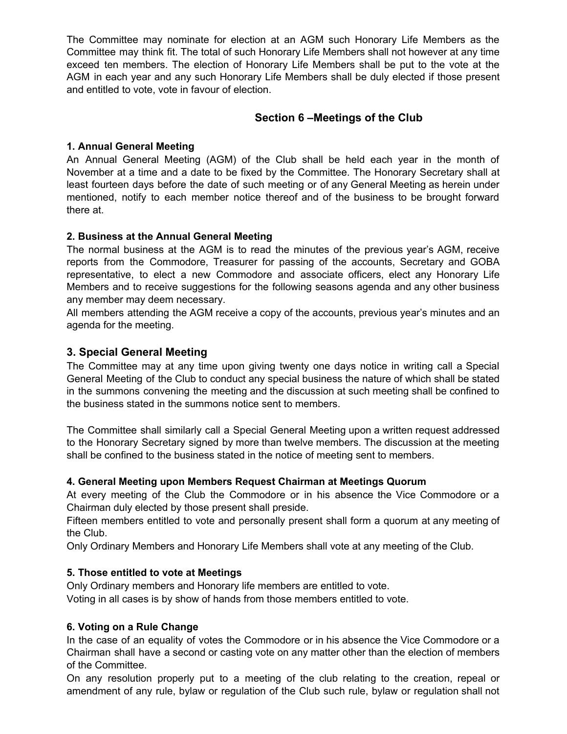The Committee may nominate for election at an AGM such Honorary Life Members as the Committee may think fit. The total of such Honorary Life Members shall not however at any time exceed ten members. The election of Honorary Life Members shall be put to the vote at the AGM in each year and any such Honorary Life Members shall be duly elected if those present and entitled to vote, vote in favour of election.

## Section 6 –Meetings of the Club

**1. Annual General Meeting**

An Annual General Meeting (AGM) of the Club shall be held each year in the month of November at a time and a date to be fixed by the Committee. The Honorary Secretary shall at least fourteen days before the date of such meeting or of any General Meeting as herein under mentioned, notify to each member notice thereof and of the business to be brought forward there at.

**2. Business at the Annual General Meeting**

The normal business at the AGM is to read the minutes of the previous year's AGM, receive reports from the Commodore, Treasurer for passing of the accounts, Secretary and GOBA representative, to elect a new Commodore and associate officers, elect any Honorary Life Members and to receive suggestions for the following seasons agenda and any other business any member may deem necessary.

All members attending the AGM receive a copy of the accounts, previous year's minutes and an agenda for the meeting.

### 3. Special General Meeting

The Committee may at any time upon giving twenty one days notice in writing call a Special General Meeting of the Club to conduct any special business the nature of which shall be stated in the summons convening the meeting and the discussion at such meeting shall be confined to the business stated in the summons notice sent to members.

The Committee shall similarly call a Special General Meeting upon a written request addressed to the Honorary Secretary signed by more than twelve members. The discussion at the meeting shall be confined to the business stated in the notice of meeting sent to members.

**4. General Meeting upon Members Request Chairman at Meetings Quorum**

At every meeting of the Club the Commodore or in his absence the Vice Commodore or a Chairman duly elected by those present shall preside.

Fifteen members entitled to vote and personally present shall form a quorum at any meeting of the Club.

Only Ordinary Members and Honorary Life Members shall vote at any meeting of the Club.

**5. Those entitled to vote at Meetings**

Only Ordinary members and Honorary life members are entitled to vote.

Voting in all cases is by show of hands from those members entitled to vote.

**6. Voting on a Rule Change**

In the case of an equality of votes the Commodore or in his absence the Vice Commodore or a Chairman shall have a second or casting vote on any matter other than the election of members of the Committee.

On any resolution properly put to a meeting of the club relating to the creation, repeal or amendment of any rule, bylaw or regulation of the Club such rule, bylaw or regulation shall not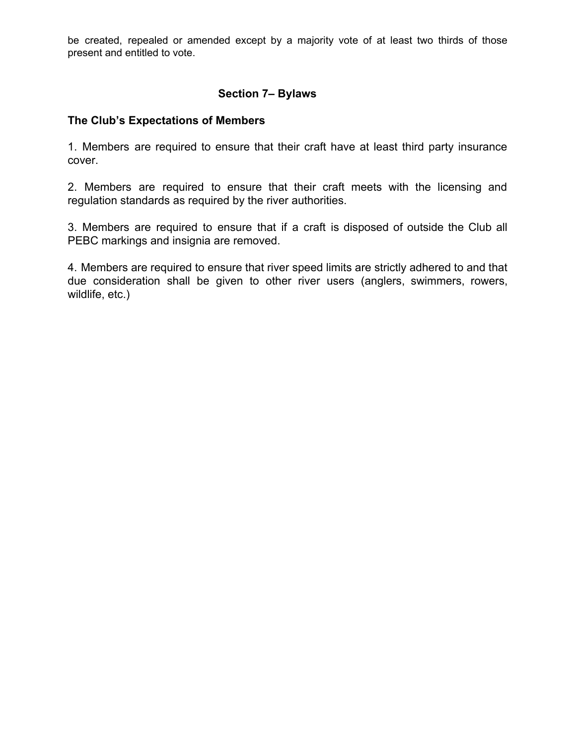be created, repealed or amended except by a majority vote of at least two thirds of those present and entitled to vote.

## Section 7– Bylaws

### The Club's Expectations of Members

1. Members are required to ensure that their craft have at least third party insurance cover.

2. Members are required to ensure that their craft meets with the licensing and regulation standards as required by the river authorities.

3. Members are required to ensure that if a craft is disposed of outside the Club all PEBC markings and insignia are removed.

4. Members are required to ensure that river speed limits are strictly adhered to and that due consideration shall be given to other river users (anglers, swimmers, rowers, wildlife, etc.)